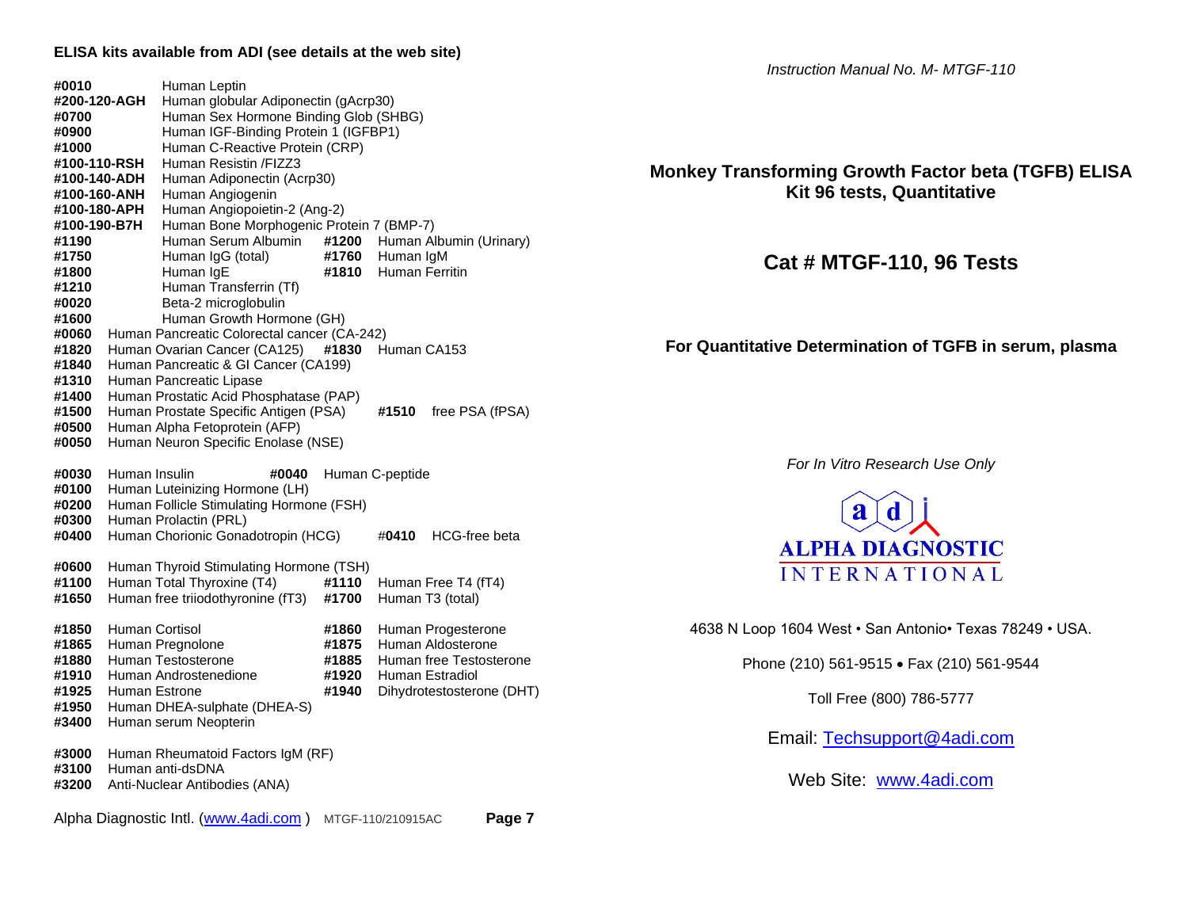## ELISA kits available from ADI (see details at the web site)

**#0010** Human Leptin
**#200-120-AGH** Human globular Adiponectin (gAcrp30)
**#0700** Human Sex Hormone Binding Glob (SHBG)
**#0900** Human IGF-Binding Protein 1 (IGFBP1)
**#1000** Human C-Reactive Protein (CRP)
**#100-110-RSH** Human Resistin /FIZZ3
**#100-140-ADH** Human Adiponectin (Acrp30)
**#100-160-ANH** Human Angiogenin
**#100-180-APH** Human Angiopoietin-2 (Ang-2)
**#100-190-B7H** Human Bone Morphogenic Protein 7 (BMP-7)
**#1190** Human Serum Albumin **#1200** Human Albumin (Urinary)
**#1750** Human IgG (total) **#1760** Human IgM
**#1800** Human IgE **#1810** Human Ferritin
**#1210** Human Transferrin (Tf)
**#0020** Beta-2 microglobulin
**#1600** Human Growth Hormone (GH)
**#0060** Human Pancreatic Colorectal cancer (CA-242)
**#1820** Human Ovarian Cancer (CA125) **#1830** Human CA153
**#1840** Human Pancreatic & GI Cancer (CA199)
**#1310** Human Pancreatic Lipase
**#1400** Human Prostatic Acid Phosphatase (PAP)
**#1500** Human Prostate Specific Antigen (PSA) **#1510** free PSA (fPSA)
**#0500** Human Alpha Fetoprotein (AFP)
**#0050** Human Neuron Specific Enolase (NSE)

**#0030** Human Insulin **#0040** Human C-peptide
**#0100** Human Luteinizing Hormone (LH)
**#0200** Human Follicle Stimulating Hormone (FSH)
**#0300** Human Prolactin (PRL)
**#0400** Human Chorionic Gonadotropin (HCG) #**0410** HCG-free beta

**#0600** Human Thyroid Stimulating Hormone (TSH)
**#1100** Human Total Thyroxine (T4) **#1110** Human Free T4 (fT4)
**#1650** Human free triiodothyronine (fT3) **#1700** Human T3 (total)

**#1850** Human Cortisol **#1860** Human Progesterone
**#1865** Human Pregnolone **#1875** Human Aldosterone
**#1880** Human Testosterone **#1885** Human free Testosterone
**#1910** Human Androstenedione **#1920** Human Estradiol
**#1925** Human Estrone **#1940** Dihydrotestosterone (DHT)
**#1950** Human DHEA-sulphate (DHEA-S)
**#3400** Human serum Neopterin

**#3000** Human Rheumatoid Factors IgM (RF)
**#3100** Human anti-dsDNA
**#3200** Anti-Nuclear Antibodies (ANA)

Alpha Diagnostic Intl. (www.4adi.com) MTGF-110/210915AC

*Instruction Manual No. M- MTGF-110*

# Monkey Transforming Growth Factor beta (TGFB) ELISA Kit 96 tests, Quantitative

# Cat # MTGF-110, 96 Tests

**For Quantitative Determination of TGFB in serum, plasma**

*For In Vitro Research Use Only*

ALPHA DIAGNOSTIC INTERNATIONAL

4638 N Loop 1604 West • San Antonio• Texas 78249 • USA.

Phone (210) 561-9515 • Fax (210) 561-9544

Toll Free (800) 786-5777

Email: Techsupport@4adi.com

Web Site: www.4adi.com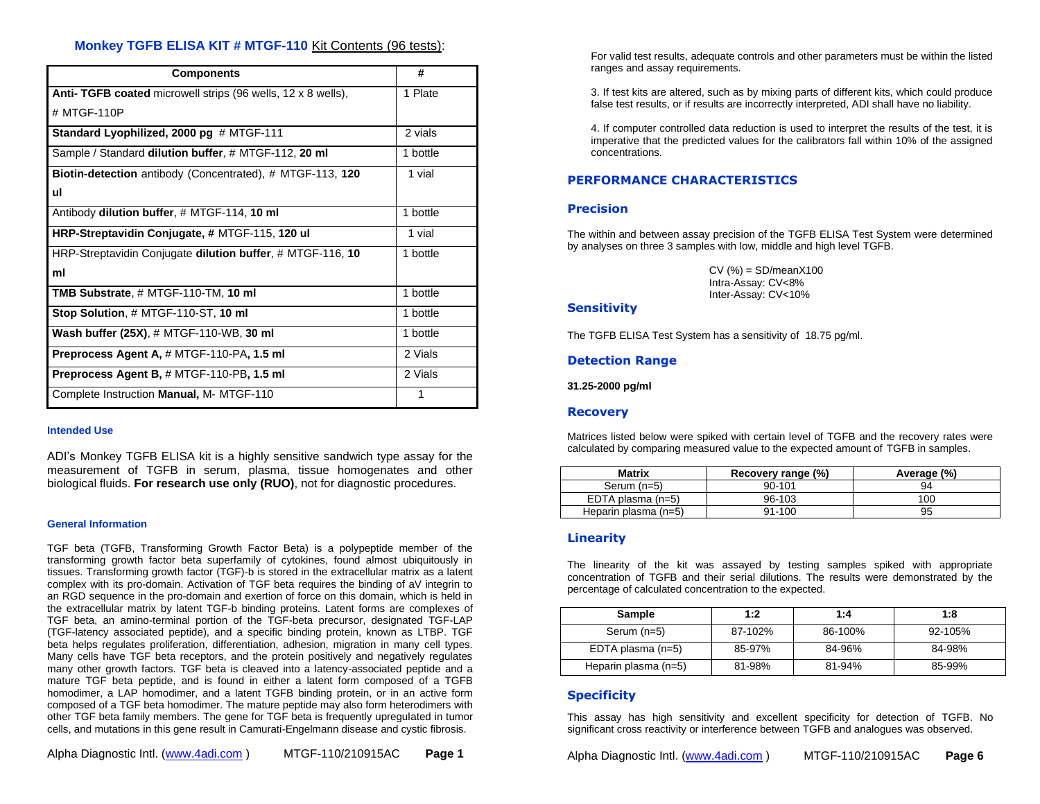## Monkey TGFB ELISA KIT # MTGF-110 Kit Contents (96 tests):

| Components | # |
|---|---|
| **Anti- TGFB coated** microwell strips (96 wells, 12 x 8 wells), # MTGF-110P | 1 Plate |
| **Standard Lyophilized, 2000 pg** # MTGF-111 | 2 vials |
| Sample / Standard **dilution buffer**, # MTGF-112, **20 ml** | 1 bottle |
| **Biotin-detection** antibody (Concentrated), # MTGF-113, **120 ul** | 1 vial |
| Antibody **dilution buffer**, # MTGF-114, **10 ml** | 1 bottle |
| **HRP-Streptavidin Conjugate, #** MTGF-115, **120 ul** | 1 vial |
| HRP-Streptavidin Conjugate **dilution buffer**, # MTGF-116, **10 ml** | 1 bottle |
| **TMB Substrate**, # MTGF-110-TM, **10 ml** | 1 bottle |
| **Stop Solution**, # MTGF-110-ST, **10 ml** | 1 bottle |
| **Wash buffer (25X)**, # MTGF-110-WB, **30 ml** | 1 bottle |
| **Preprocess Agent A,** # MTGF-110-PA**, 1.5 ml** | 2 Vials |
| **Preprocess Agent B,** # MTGF-110-PB**, 1.5 ml** | 2 Vials |
| Complete Instruction **Manual,** M- MTGF-110 | 1 |

### Intended Use

ADI's Monkey TGFB ELISA kit is a highly sensitive sandwich type assay for the measurement of TGFB in serum, plasma, tissue homogenates and other biological fluids. **For research use only (RUO)**, not for diagnostic procedures.

### General Information

TGF beta (TGFB, Transforming Growth Factor Beta) is a polypeptide member of the transforming growth factor beta superfamily of cytokines, found almost ubiquitously in tissues. Transforming growth factor (TGF)-b is stored in the extracellular matrix as a latent complex with its pro-domain. Activation of TGF beta requires the binding of aV integrin to an RGD sequence in the pro-domain and exertion of force on this domain, which is held in the extracellular matrix by latent TGF-b binding proteins. Latent forms are complexes of TGF beta, an amino-terminal portion of the TGF-beta precursor, designated TGF-LAP (TGF-latency associated peptide), and a specific binding protein, known as LTBP. TGF beta helps regulates proliferation, differentiation, adhesion, migration in many cell types. Many cells have TGF beta receptors, and the protein positively and negatively regulates many other growth factors. TGF beta is cleaved into a latency-associated peptide and a mature TGF beta peptide, and is found in either a latent form composed of a TGFB homodimer, a LAP homodimer, and a latent TGFB binding protein, or in an active form composed of a TGF beta homodimer. The mature peptide may also form heterodimers with other TGF beta family members. The gene for TGF beta is frequently upregulated in tumor cells, and mutations in this gene result in Camurati-Engelmann disease and cystic fibrosis.

For valid test results, adequate controls and other parameters must be within the listed ranges and assay requirements.

3. If test kits are altered, such as by mixing parts of different kits, which could produce false test results, or if results are incorrectly interpreted, ADI shall have no liability.

4. If computer controlled data reduction is used to interpret the results of the test, it is imperative that the predicted values for the calibrators fall within 10% of the assigned concentrations.

## PERFORMANCE CHARACTERISTICS

### Precision

The within and between assay precision of the TGFB ELISA Test System were determined by analyses on three 3 samples with low, middle and high level TGFB.

CV (%) = SD/meanX100
Intra-Assay: CV<8%
Inter-Assay: CV<10%

### Sensitivity

The TGFB ELISA Test System has a sensitivity of 18.75 pg/ml.

### Detection Range

**31.25-2000 pg/ml**

### Recovery

Matrices listed below were spiked with certain level of TGFB and the recovery rates were calculated by comparing measured value to the expected amount of TGFB in samples.

| Matrix | Recovery range (%) | Average (%) |
|---|---|---|
| Serum (n=5) | 90-101 | 94 |
| EDTA plasma (n=5) | 96-103 | 100 |
| Heparin plasma (n=5) | 91-100 | 95 |

### Linearity

The linearity of the kit was assayed by testing samples spiked with appropriate concentration of TGFB and their serial dilutions. The results were demonstrated by the percentage of calculated concentration to the expected.

| Sample | 1:2 | 1:4 | 1:8 |
|---|---|---|---|
| Serum (n=5) | 87-102% | 86-100% | 92-105% |
| EDTA plasma (n=5) | 85-97% | 84-96% | 84-98% |
| Heparin plasma (n=5) | 81-98% | 81-94% | 85-99% |

### Specificity

This assay has high sensitivity and excellent specificity for detection of TGFB. No significant cross reactivity or interference between TGFB and analogues was observed.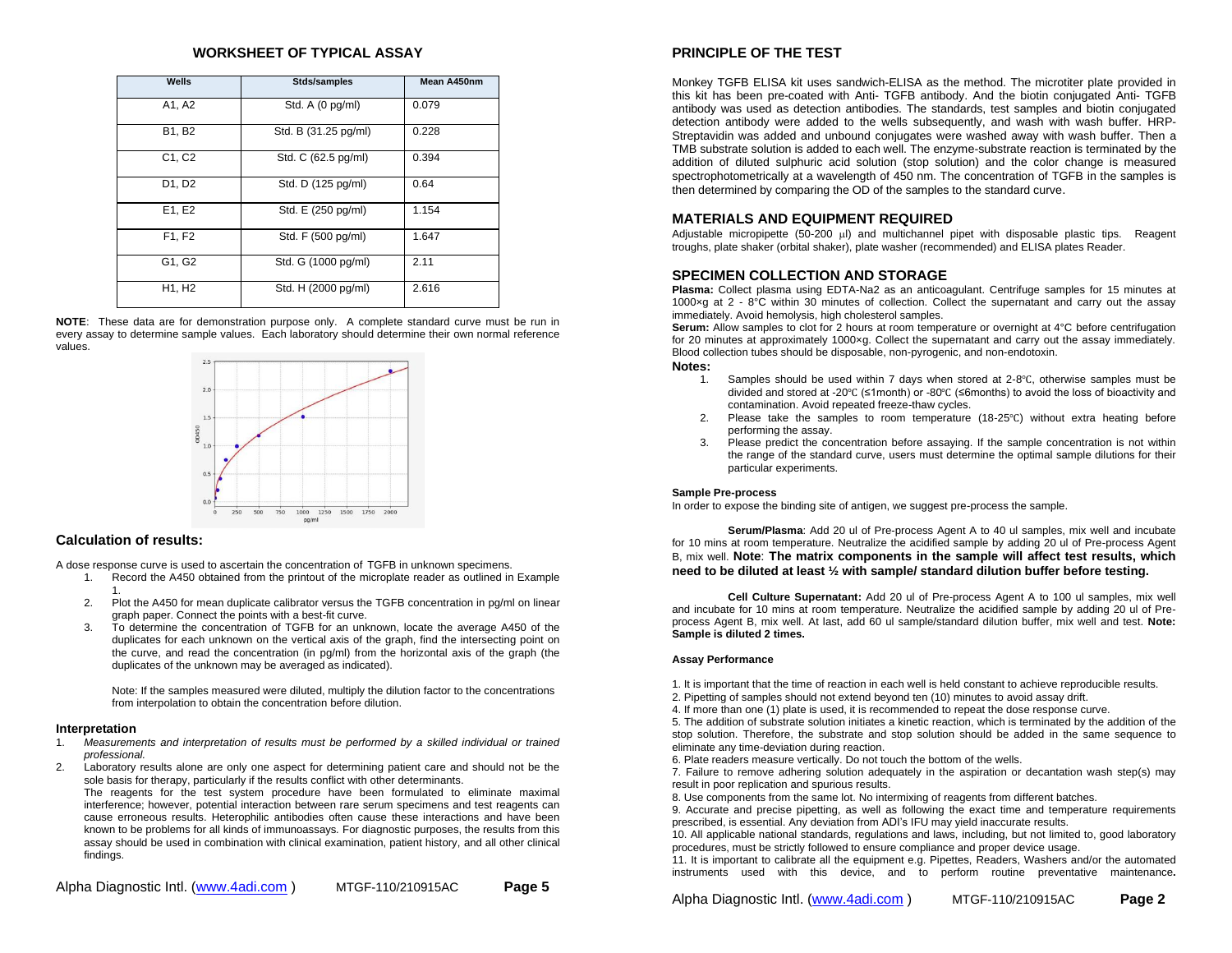## WORKSHEET OF TYPICAL ASSAY

| Wells | Stds/samples | Mean A450nm |
|---|---|---|
| A1, A2 | Std. A (0 pg/ml) | 0.079 |
| B1, B2 | Std. B (31.25 pg/ml) | 0.228 |
| C1, C2 | Std. C (62.5 pg/ml) | 0.394 |
| D1, D2 | Std. D (125 pg/ml) | 0.64 |
| E1, E2 | Std. E (250 pg/ml) | 1.154 |
| F1, F2 | Std. F (500 pg/ml) | 1.647 |
| G1, G2 | Std. G (1000 pg/ml) | 2.11 |
| H1, H2 | Std. H (2000 pg/ml) | 2.616 |

**NOTE**: These data are for demonstration purpose only. A complete standard curve must be run in every assay to determine sample values. Each laboratory should determine their own normal reference values.

## Calculation of results:

A dose response curve is used to ascertain the concentration of TGFB in unknown specimens.

1. Record the A450 obtained from the printout of the microplate reader as outlined in Example 1.
2. Plot the A450 for mean duplicate calibrator versus the TGFB concentration in pg/ml on linear graph paper. Connect the points with a best-fit curve.
3. To determine the concentration of TGFB for an unknown, locate the average A450 of the duplicates for each unknown on the vertical axis of the graph, find the intersecting point on the curve, and read the concentration (in pg/ml) from the horizontal axis of the graph (the duplicates of the unknown may be averaged as indicated).

   Note: If the samples measured were diluted, multiply the dilution factor to the concentrations from interpolation to obtain the concentration before dilution.

### Interpretation

1. *Measurements and interpretation of results must be performed by a skilled individual or trained professional.*
2. Laboratory results alone are only one aspect for determining patient care and should not be the sole basis for therapy, particularly if the results conflict with other determinants.
   The reagents for the test system procedure have been formulated to eliminate maximal interference; however, potential interaction between rare serum specimens and test reagents can cause erroneous results. Heterophilic antibodies often cause these interactions and have been known to be problems for all kinds of immunoassays. For diagnostic purposes, the results from this assay should be used in combination with clinical examination, patient history, and all other clinical findings.

## PRINCIPLE OF THE TEST

Monkey TGFB ELISA kit uses sandwich-ELISA as the method. The microtiter plate provided in this kit has been pre-coated with Anti- TGFB antibody. And the biotin conjugated Anti- TGFB antibody was used as detection antibodies. The standards, test samples and biotin conjugated detection antibody were added to the wells subsequently, and wash with wash buffer. HRP-Streptavidin was added and unbound conjugates were washed away with wash buffer. Then a TMB substrate solution is added to each well. The enzyme-substrate reaction is terminated by the addition of diluted sulphuric acid solution (stop solution) and the color change is measured spectrophotometrically at a wavelength of 450 nm. The concentration of TGFB in the samples is then determined by comparing the OD of the samples to the standard curve.

## MATERIALS AND EQUIPMENT REQUIRED

Adjustable micropipette (50-200 μl) and multichannel pipet with disposable plastic tips. Reagent troughs, plate shaker (orbital shaker), plate washer (recommended) and ELISA plates Reader.

## SPECIMEN COLLECTION AND STORAGE

**Plasma:** Collect plasma using EDTA-Na2 as an anticoagulant. Centrifuge samples for 15 minutes at 1000×g at 2 - 8°C within 30 minutes of collection. Collect the supernatant and carry out the assay immediately. Avoid hemolysis, high cholesterol samples.

**Serum:** Allow samples to clot for 2 hours at room temperature or overnight at 4°C before centrifugation for 20 minutes at approximately 1000×g. Collect the supernatant and carry out the assay immediately. Blood collection tubes should be disposable, non-pyrogenic, and non-endotoxin.

**Notes:**

1. Samples should be used within 7 days when stored at 2-8℃, otherwise samples must be divided and stored at -20℃ (≤1month) or -80℃ (≤6months) to avoid the loss of bioactivity and contamination. Avoid repeated freeze-thaw cycles.
2. Please take the samples to room temperature (18-25℃) without extra heating before performing the assay.
3. Please predict the concentration before assaying. If the sample concentration is not within the range of the standard curve, users must determine the optimal sample dilutions for their particular experiments.

#### Sample Pre-process

In order to expose the binding site of antigen, we suggest pre-process the sample.

**Serum/Plasma**: Add 20 ul of Pre-process Agent A to 40 ul samples, mix well and incubate for 10 mins at room temperature. Neutralize the acidified sample by adding 20 ul of Pre-process Agent B, mix well. **Note**: **The matrix components in the sample will affect test results, which need to be diluted at least ½ with sample/ standard dilution buffer before testing.**

**Cell Culture Supernatant:** Add 20 ul of Pre-process Agent A to 100 ul samples, mix well and incubate for 10 mins at room temperature. Neutralize the acidified sample by adding 20 ul of Pre-process Agent B, mix well. At last, add 60 ul sample/standard dilution buffer, mix well and test. **Note: Sample is diluted 2 times.**

#### Assay Performance

1. It is important that the time of reaction in each well is held constant to achieve reproducible results.
2. Pipetting of samples should not extend beyond ten (10) minutes to avoid assay drift.
4. If more than one (1) plate is used, it is recommended to repeat the dose response curve.
5. The addition of substrate solution initiates a kinetic reaction, which is terminated by the addition of the stop solution. Therefore, the substrate and stop solution should be added in the same sequence to eliminate any time-deviation during reaction.
6. Plate readers measure vertically. Do not touch the bottom of the wells.
7. Failure to remove adhering solution adequately in the aspiration or decantation wash step(s) may result in poor replication and spurious results.
8. Use components from the same lot. No intermixing of reagents from different batches.
9. Accurate and precise pipetting, as well as following the exact time and temperature requirements prescribed, is essential. Any deviation from ADI's IFU may yield inaccurate results.
10. All applicable national standards, regulations and laws, including, but not limited to, good laboratory procedures, must be strictly followed to ensure compliance and proper device usage.
11. It is important to calibrate all the equipment e.g. Pipettes, Readers, Washers and/or the automated instruments used with this device, and to perform routine preventative maintenance**.**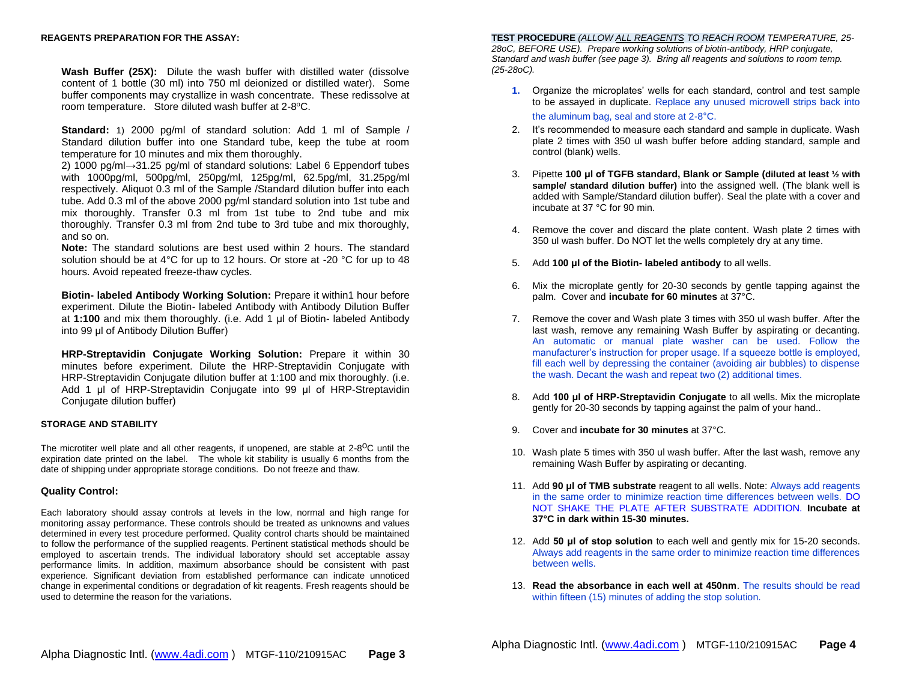**REAGENTS PREPARATION FOR THE ASSAY:**

**Wash Buffer (25X):** Dilute the wash buffer with distilled water (dissolve content of 1 bottle (30 ml) into 750 ml deionized or distilled water). Some buffer components may crystallize in wash concentrate. These redissolve at room temperature. Store diluted wash buffer at 2-8°C.

**Standard:** 1) 2000 pg/ml of standard solution: Add 1 ml of Sample / Standard dilution buffer into one Standard tube, keep the tube at room temperature for 10 minutes and mix them thoroughly.
2) 1000 pg/ml→31.25 pg/ml of standard solutions: Label 6 Eppendorf tubes with 1000pg/ml, 500pg/ml, 250pg/ml, 125pg/ml, 62.5pg/ml, 31.25pg/ml respectively. Aliquot 0.3 ml of the Sample /Standard dilution buffer into each tube. Add 0.3 ml of the above 2000 pg/ml standard solution into 1st tube and mix thoroughly. Transfer 0.3 ml from 1st tube to 2nd tube and mix thoroughly. Transfer 0.3 ml from 2nd tube to 3rd tube and mix thoroughly, and so on.
**Note:** The standard solutions are best used within 2 hours. The standard solution should be at 4°C for up to 12 hours. Or store at -20 °C for up to 48 hours. Avoid repeated freeze-thaw cycles.

**Biotin- labeled Antibody Working Solution:** Prepare it within1 hour before experiment. Dilute the Biotin- labeled Antibody with Antibody Dilution Buffer at **1:100** and mix them thoroughly. (i.e. Add 1 µl of Biotin- labeled Antibody into 99 µl of Antibody Dilution Buffer)

**HRP-Streptavidin Conjugate Working Solution:** Prepare it within 30 minutes before experiment. Dilute the HRP-Streptavidin Conjugate with HRP-Streptavidin Conjugate dilution buffer at 1:100 and mix thoroughly. (i.e. Add 1 µl of HRP-Streptavidin Conjugate into 99 µl of HRP-Streptavidin Conjugate dilution buffer)

**STORAGE AND STABILITY**

The microtiter well plate and all other reagents, if unopened, are stable at 2-8°C until the expiration date printed on the label. The whole kit stability is usually 6 months from the date of shipping under appropriate storage conditions. Do not freeze and thaw.

**Quality Control:**

Each laboratory should assay controls at levels in the low, normal and high range for monitoring assay performance. These controls should be treated as unknowns and values determined in every test procedure performed. Quality control charts should be maintained to follow the performance of the supplied reagents. Pertinent statistical methods should be employed to ascertain trends. The individual laboratory should set acceptable assay performance limits. In addition, maximum absorbance should be consistent with past experience. Significant deviation from established performance can indicate unnoticed change in experimental conditions or degradation of kit reagents. Fresh reagents should be used to determine the reason for the variations.

**TEST PROCEDURE** *(ALLOW ALL REAGENTS TO REACH ROOM TEMPERATURE, 25-28oC, BEFORE USE). Prepare working solutions of biotin-antibody, HRP conjugate, Standard and wash buffer (see page 3). Bring all reagents and solutions to room temp. (25-28oC).*

1. Organize the microplates' wells for each standard, control and test sample to be assayed in duplicate. Replace any unused microwell strips back into the aluminum bag, seal and store at 2-8°C.
2. It's recommended to measure each standard and sample in duplicate. Wash plate 2 times with 350 ul wash buffer before adding standard, sample and control (blank) wells.
3. Pipette **100 µl of TGFB standard, Blank or Sample (diluted at least ½ with sample/ standard dilution buffer)** into the assigned well. (The blank well is added with Sample/Standard dilution buffer). Seal the plate with a cover and incubate at 37 °C for 90 min.
4. Remove the cover and discard the plate content. Wash plate 2 times with 350 ul wash buffer. Do NOT let the wells completely dry at any time.
5. Add **100 µl of the Biotin- labeled antibody** to all wells.
6. Mix the microplate gently for 20-30 seconds by gentle tapping against the palm. Cover and **incubate for 60 minutes** at 37°C.
7. Remove the cover and Wash plate 3 times with 350 ul wash buffer. After the last wash, remove any remaining Wash Buffer by aspirating or decanting. An automatic or manual plate washer can be used. Follow the manufacturer's instruction for proper usage. If a squeeze bottle is employed, fill each well by depressing the container (avoiding air bubbles) to dispense the wash. Decant the wash and repeat two (2) additional times.
8. Add **100 µl of HRP-Streptavidin Conjugate** to all wells. Mix the microplate gently for 20-30 seconds by tapping against the palm of your hand..
9. Cover and **incubate for 30 minutes** at 37°C.
10. Wash plate 5 times with 350 ul wash buffer. After the last wash, remove any remaining Wash Buffer by aspirating or decanting.
11. Add **90 µl of TMB substrate** reagent to all wells. Note: Always add reagents in the same order to minimize reaction time differences between wells. DO NOT SHAKE THE PLATE AFTER SUBSTRATE ADDITION. **Incubate at 37°C in dark within 15-30 minutes.**
12. Add **50 µl of stop solution** to each well and gently mix for 15-20 seconds. Always add reagents in the same order to minimize reaction time differences between wells.
13. **Read the absorbance in each well at 450nm**. The results should be read within fifteen (15) minutes of adding the stop solution.